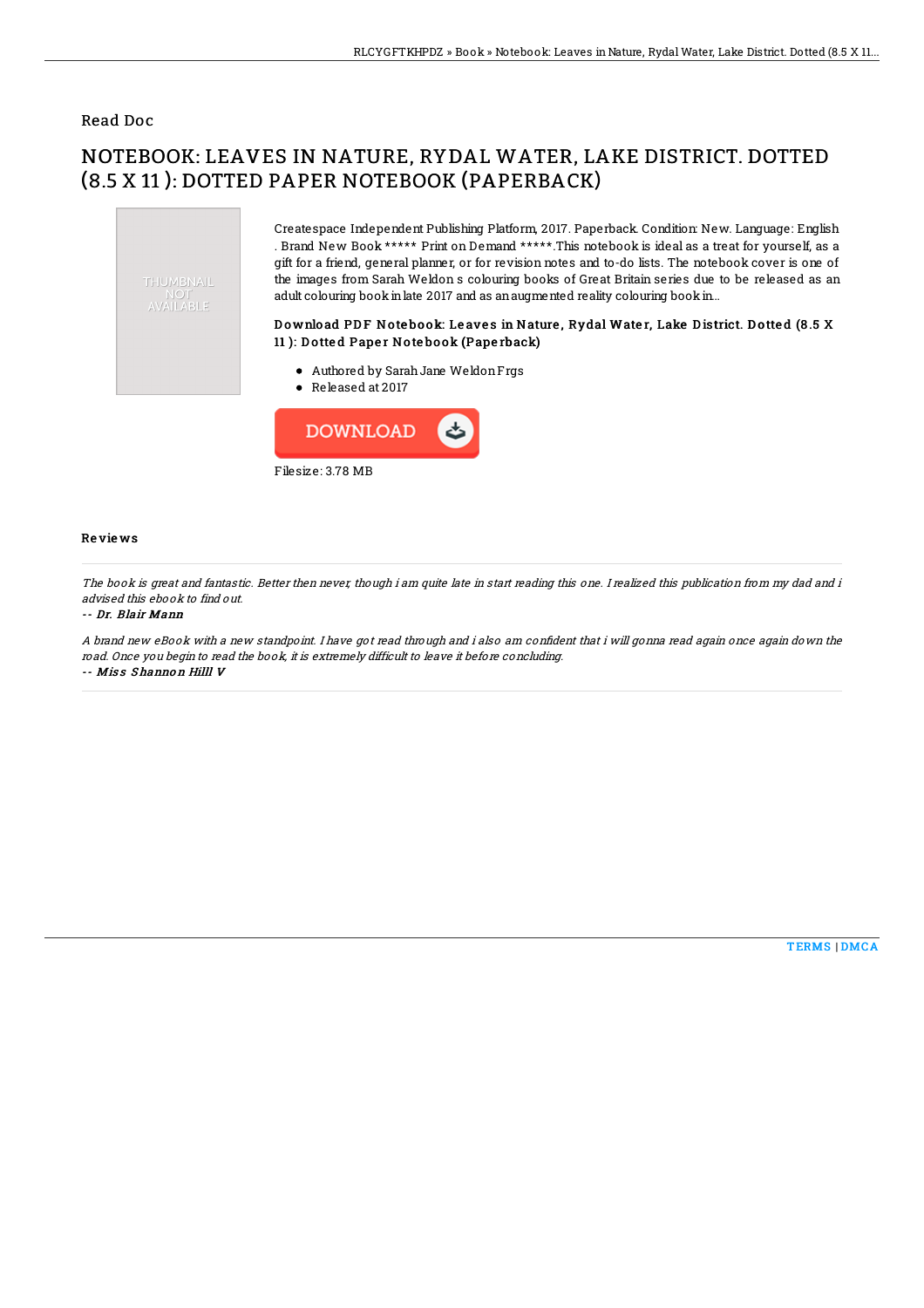Read Doc

# NOTEBOOK: LEAVES IN NATURE, RYDAL WATER, LAKE DISTRICT. DOTTED (8.5 X 11 ): DOTTED PAPER NOTEBOOK (PAPERBACK)

THUMBNAIL NOT AVAILABLE

Createspace Independent Publishing Platform, 2017. Paperback. Condition: New. Language: English . Brand New Book ***** Print on Demand *****.This notebook is ideal as a treat for yourself, as a gift for a friend, general planner, or for revision notes and to-do lists. The notebook cover is one of the images from Sarah Weldon s colouring books of Great Britain series due to be released as an adult colouring book in late 2017 and as an augmented reality colouring book in...

### Download PDF Notebook: Leaves in Nature, Rydal Water, Lake District. Dotted (8.5 X 11 ): Dotted Paper Notebook (Paperback)

- Authored by Sarah Jane Weldon Frgs
- Released at 2017

DOWNLOAD

Filesize: 3.78 MB

### Reviews

*The book is great and fantastic. Better then never, though i am quite late in start reading this one. I realized this publication from my dad and i advised this ebook to find out.*

*-- Dr. Blair Mann*

*A brand new eBook with a new standpoint. I have got read through and i also am confident that i will gonna read again once again down the road. Once you begin to read the book, it is extremely difficult to leave it before concluding.*

*-- Miss Shannon Hilll V*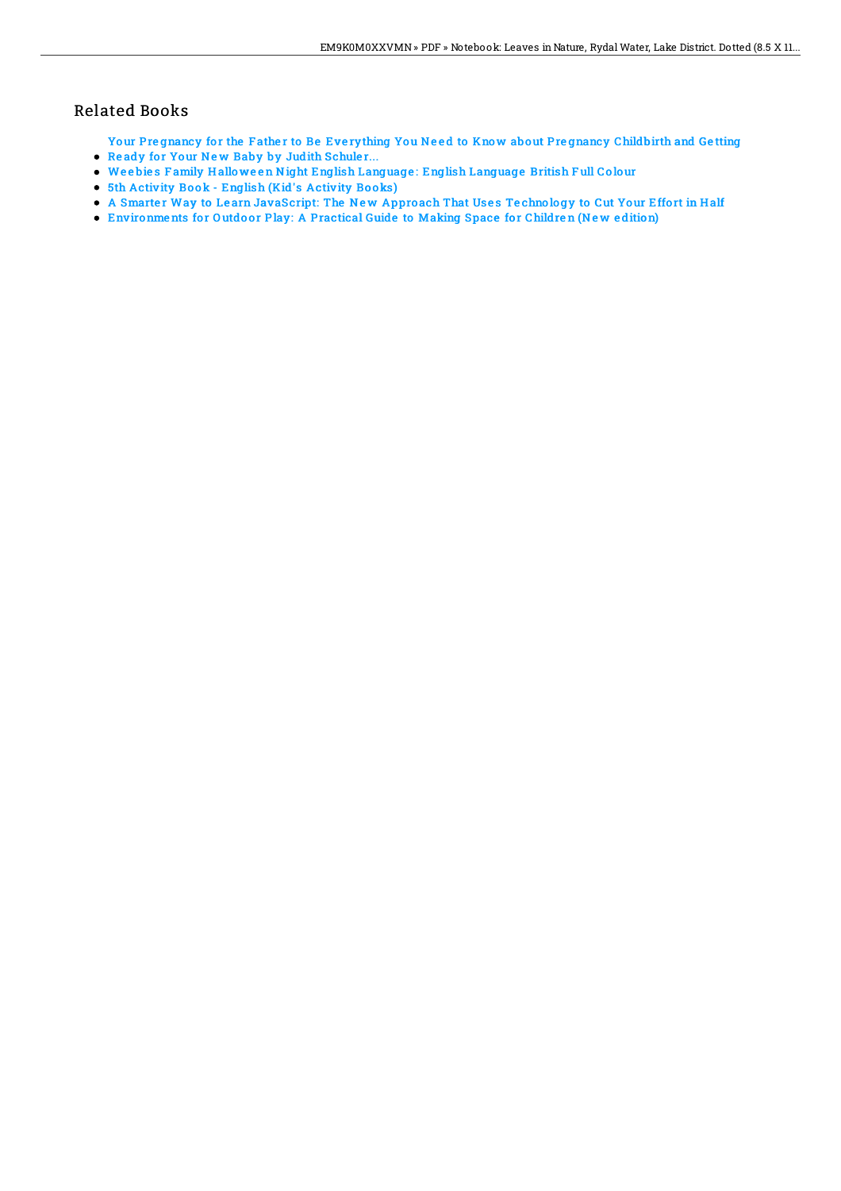## Related Books

- Your Pregnancy for the Father to Be Everything You Need to Know about Pregnancy Childbirth and Getting Ready for Your New Baby by Judith Schuler...
- Weebies Family Halloween Night English Language: English Language British Full Colour
- 5th Activity Book - English (Kid's Activity Books)
- A Smarter Way to Learn JavaScript: The New Approach That Uses Technology to Cut Your Effort in Half
- Environments for Outdoor Play: A Practical Guide to Making Space for Children (New edition)